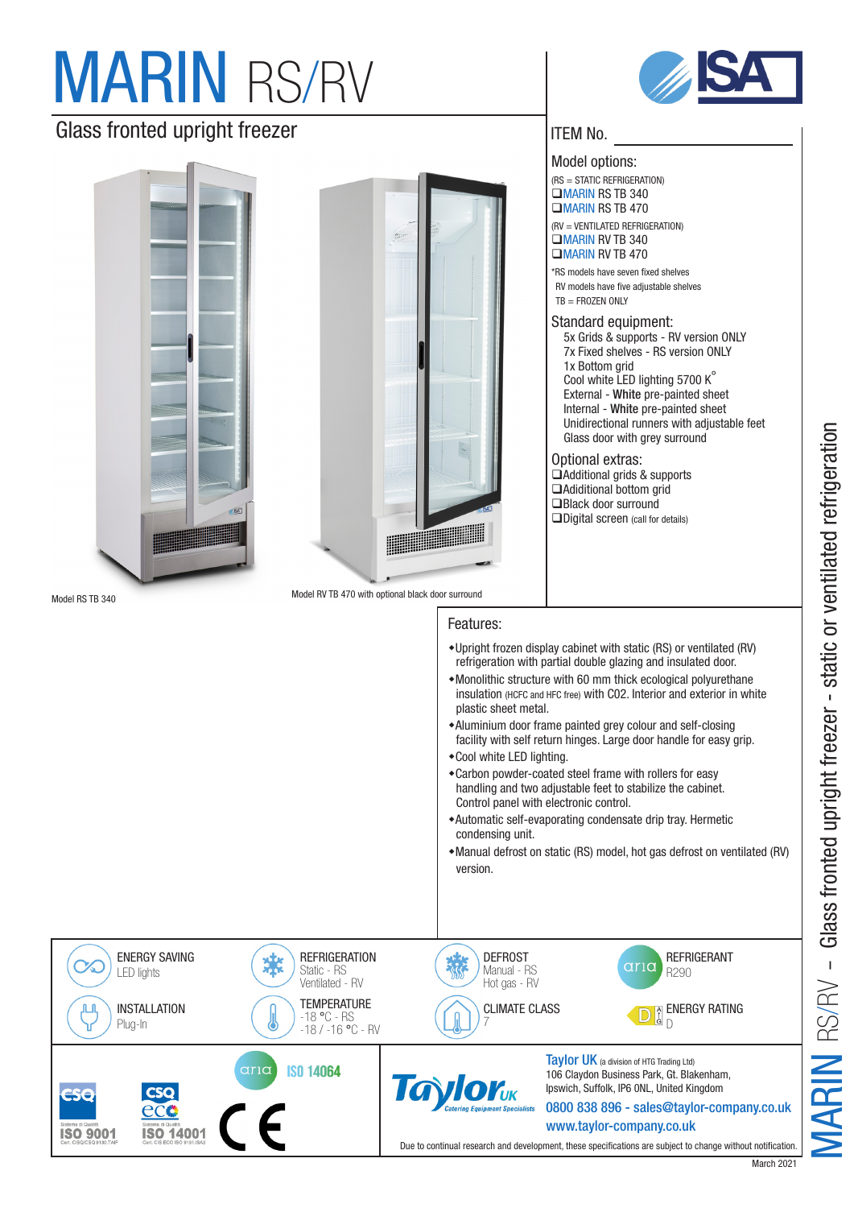# MARIN RS/RV

## Glass fronted upright freezer

Model RS TB 340

Model RV TB 470 with optional black door surround

ITEM No. ______________________

### Model options:

(RS = STATIC REFRIGERATION)
- ❑ MARIN RS TB 340
- ❑ MARIN RS TB 470

(RV = VENTILATED REFRIGERATION)
- ❑ MARIN RV TB 340
- ❑ MARIN RV TB 470

*RS models have seven fixed shelves
RV models have five adjustable shelves
TB = FROZEN ONLY

### Standard equipment:

5x Grids & supports - RV version ONLY
7x Fixed shelves - RS version ONLY
1x Bottom grid
Cool white LED lighting 5700 K°
External - **White** pre-painted sheet
Internal - **White** pre-painted sheet
Unidirectional runners with adjustable feet
Glass door with grey surround

### Optional extras:

- ❑ Additional grids & supports
- ❑ Adiditional bottom grid
- ❑ Black door surround
- ❑ Digital screen (call for details)

### Features:

- Upright frozen display cabinet with static (RS) or ventilated (RV) refrigeration with partial double glazing and insulated door.
- Monolithic structure with 60 mm thick ecological polyurethane insulation (HCFC and HFC free) with C02. Interior and exterior in white plastic sheet metal.
- Aluminium door frame painted grey colour and self-closing facility with self return hinges. Large door handle for easy grip.
- Cool white LED lighting.
- Carbon powder-coated steel frame with rollers for easy handling and two adjustable feet to stabilize the cabinet. Control panel with electronic control.
- Automatic self-evaporating condensate drip tray. Hermetic condensing unit.
- Manual defrost on static (RS) model, hot gas defrost on ventilated (RV) version.

| | | | |
|---|---|---|---|
| ENERGY SAVING<br>LED lights | REFRIGERATION<br>Static - RS<br>Ventilated - RV | DEFROST<br>Manual - RS<br>Hot gas - RV | REFRIGERANT<br>R290 |
| INSTALLATION<br>Plug-In | TEMPERATURE<br>-18 °C - RS<br>-18 / -16 °C - RV | CLIMATE CLASS<br>7 | ENERGY RATING<br>D |

ISO 9001 ISO 14001 ISO 14064 CE

**Taylor UK** (a division of HTG Trading Ltd)
106 Claydon Business Park, Gt. Blakenham,
Ipswich, Suffolk, IP6 0NL, United Kingdom
0800 838 896 - sales@taylor-company.co.uk
www.taylor-company.co.uk

Due to continual research and development, these specifications are subject to change without notification.

March 2021

MARIN RS/RV – Glass fronted upright freezer - static or ventilated refrigeration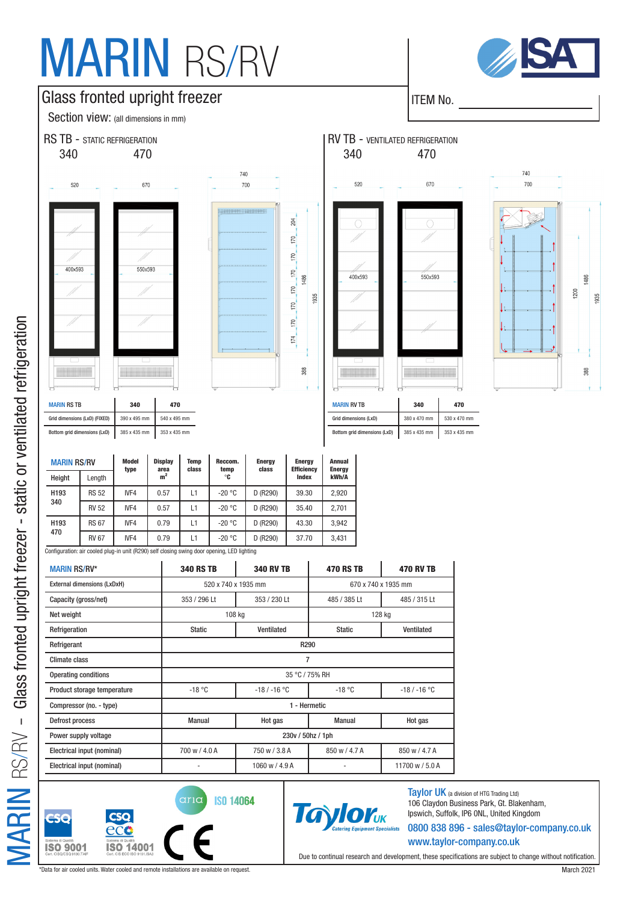# MARIN RS/RV

## Glass fronted upright freezer

ITEM No. ____________________

Section view: (all dimensions in mm)

### RS TB - STATIC REFRIGERATION

340 470

520 670 740 700

400x593 550x593

204 170 170 170 170 170 174 1486 1935 388

| MARIN RS TB | 340 | 470 |
|---|---|---|
| Grid dimensions (LxD) (FIXED) | 390 x 495 mm | 540 x 495 mm |
| Bottom grid dimensions (LxD) | 385 x 435 mm | 353 x 435 mm |

### RV TB - VENTILATED REFRIGERATION

340 470

520 670 740 700

400x593 550x593

1486 1200 1935 388

| MARIN RV TB | 340 | 470 |
|---|---|---|
| Grid dimensions (LxD) | 380 x 470 mm | 530 x 470 mm |
| Bottom grid dimensions (LxD) | 385 x 435 mm | 353 x 435 mm |

| MARIN RS/RV | | Model type | Display area $m^2$ | Temp class | Reccom. temp °C | Energy class | Energy Efficiency Index | Annual Energy kWh/A |
|---|---|---|---|---|---|---|---|---|
| Height | Length | | | | | | | |
| H193 340 | RS 52 | IVF4 | 0.57 | L1 | -20 °C | D (R290) | 39.30 | 2,920 |
| | RV 52 | IVF4 | 0.57 | L1 | -20 °C | D (R290) | 35.40 | 2,701 |
| H193 470 | RS 67 | IVF4 | 0.79 | L1 | -20 °C | D (R290) | 43.30 | 3,942 |
| | RV 67 | IVF4 | 0.79 | L1 | -20 °C | D (R290) | 37.70 | 3,431 |

Configuration: air cooled plug-in unit (R290) self closing swing door opening, LED lighting

| MARIN RS/RV* | 340 RS TB | 340 RV TB | 470 RS TB | 470 RV TB |
|---|---|---|---|---|
| External dimensions (LxDxH) | 520 x 740 x 1935 mm | | 670 x 740 x 1935 mm | |
| Capacity (gross/net) | 353 / 296 Lt | 353 / 230 Lt | 485 / 385 Lt | 485 / 315 Lt |
| Net weight | 108 kg | | 128 kg | |
| Refrigeration | Static | Ventilated | Static | Ventilated |
| Refrigerant | R290 | | | |
| Climate class | 7 | | | |
| Operating conditions | 35 °C / 75% RH | | | |
| Product storage temperature | -18 °C | -18 / -16 °C | -18 °C | -18 / -16 °C |
| Compressor (no. - type) | 1 - Hermetic | | | |
| Defrost process | Manual | Hot gas | Manual | Hot gas |
| Power supply voltage | 230v / 50hz / 1ph | | | |
| Electrical input (nominal) | 700 w / 4.0 A | 750 w / 3.8 A | 850 w / 4.7 A | 850 w / 4.7 A |
| Electrical input (nominal) | - | 1060 w / 4.9 A | - | 11700 w / 5.0 A |

ISO 9001 Cert. CISQ/CSQ 9130.TAIF — ISO 14001 Cert. CIS ECO ISO 9191.ISA3 — ISO 14064 — CE

**Taylor UK** (a division of HTG Trading Ltd)
106 Claydon Business Park, Gt. Blakenham,
Ipswich, Suffolk, IP6 0NL, United Kingdom
0800 838 896 - sales@taylor-company.co.uk
www.taylor-company.co.uk

Due to continual research and development, these specifications are subject to change without notification.

*Data for air cooled units. Water cooled and remote installations are available on request.

March 2021